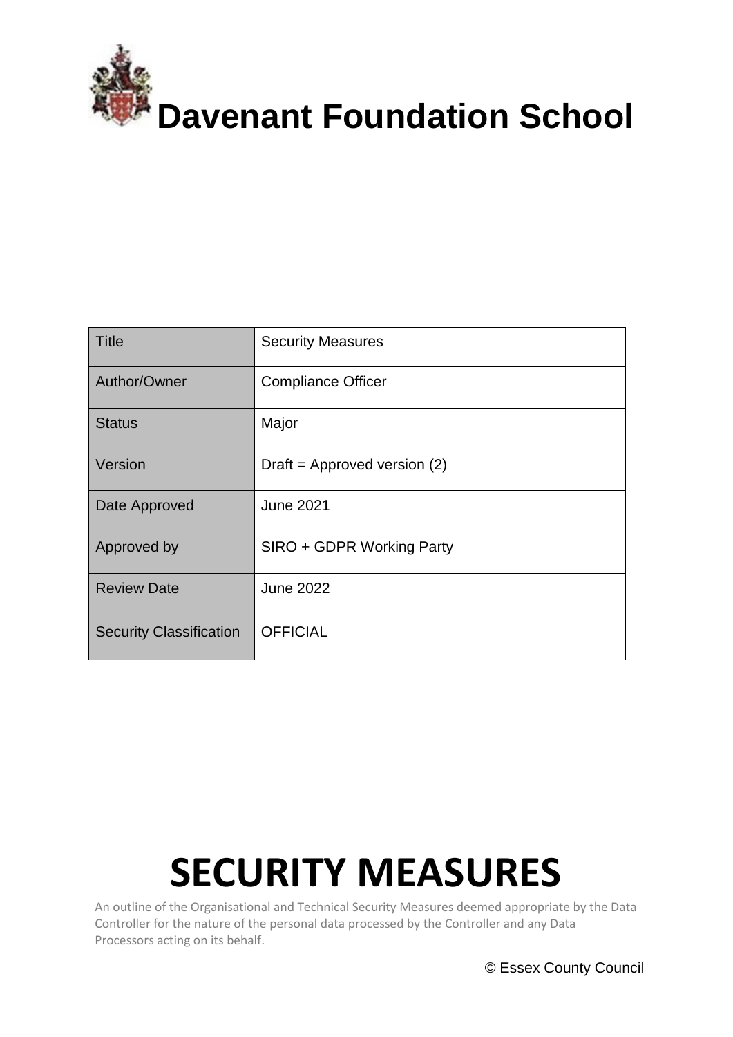# Davenant Foundation School

| Title | Security Measures |
| --- | --- |
| Author/Owner | Compliance Officer |
| Status | Major |
| Version | Draft = Approved version (2) |
| Date Approved | June 2021 |
| Approved by | SIRO + GDPR Working Party |
| Review Date | June 2022 |
| Security Classification | OFFICIAL |

# SECURITY MEASURES

An outline of the Organisational and Technical Security Measures deemed appropriate by the Data Controller for the nature of the personal data processed by the Controller and any Data Processors acting on its behalf.

© Essex County Council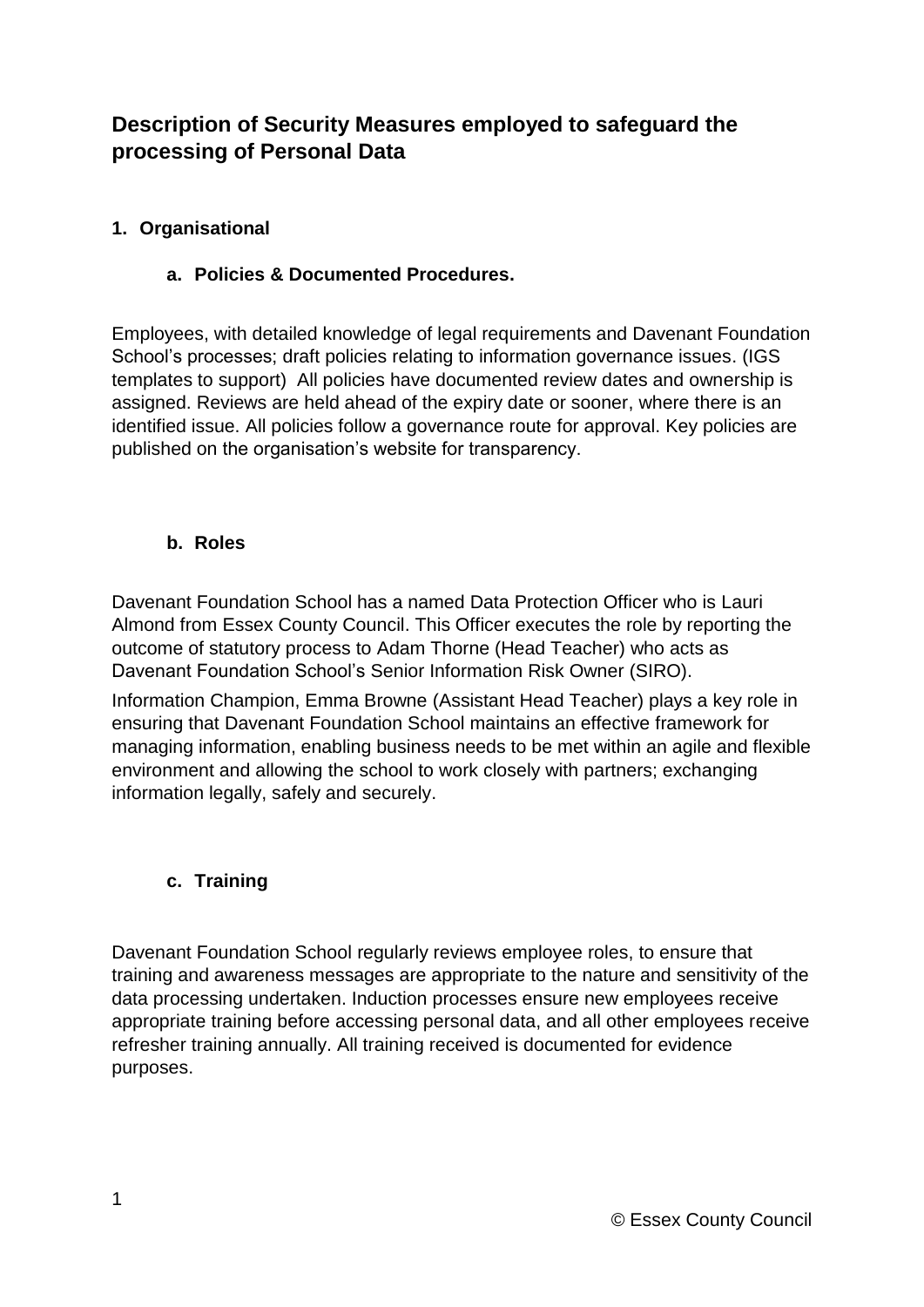# Description of Security Measures employed to safeguard the processing of Personal Data

## 1. Organisational

### a. Policies & Documented Procedures.

Employees, with detailed knowledge of legal requirements and Davenant Foundation School's processes; draft policies relating to information governance issues. (IGS templates to support) All policies have documented review dates and ownership is assigned. Reviews are held ahead of the expiry date or sooner, where there is an identified issue. All policies follow a governance route for approval. Key policies are published on the organisation's website for transparency.

### b. Roles

Davenant Foundation School has a named Data Protection Officer who is Lauri Almond from Essex County Council. This Officer executes the role by reporting the outcome of statutory process to Adam Thorne (Head Teacher) who acts as Davenant Foundation School's Senior Information Risk Owner (SIRO).

Information Champion, Emma Browne (Assistant Head Teacher) plays a key role in ensuring that Davenant Foundation School maintains an effective framework for managing information, enabling business needs to be met within an agile and flexible environment and allowing the school to work closely with partners; exchanging information legally, safely and securely.

### c. Training

Davenant Foundation School regularly reviews employee roles, to ensure that training and awareness messages are appropriate to the nature and sensitivity of the data processing undertaken. Induction processes ensure new employees receive appropriate training before accessing personal data, and all other employees receive refresher training annually. All training received is documented for evidence purposes.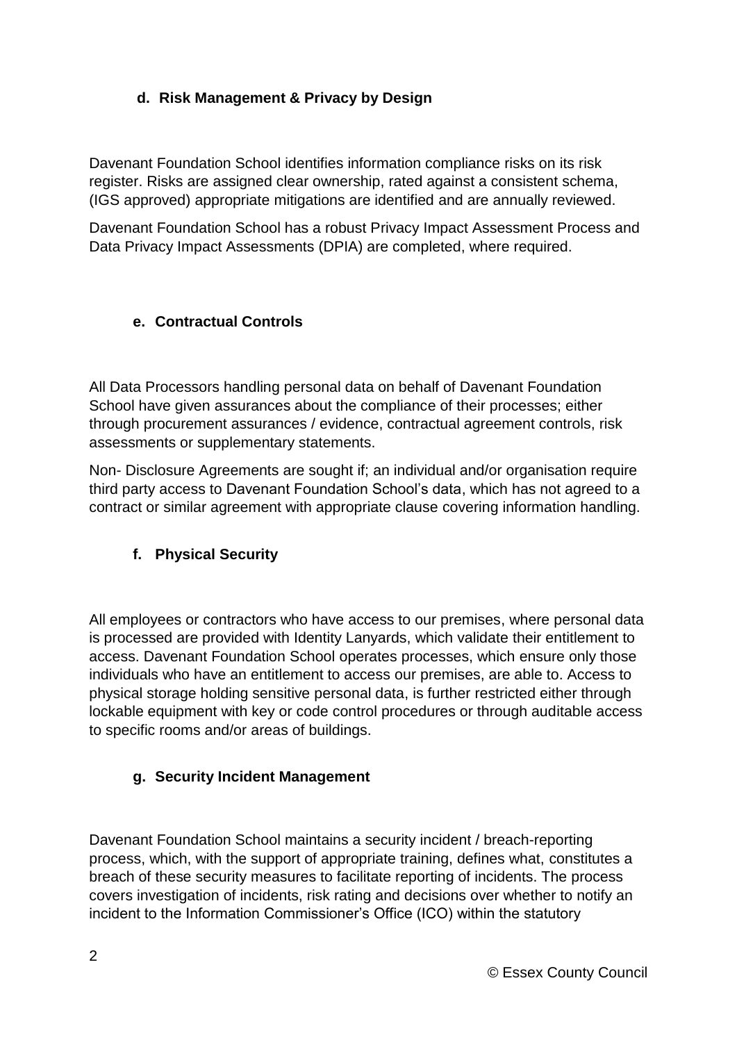## d. Risk Management & Privacy by Design

Davenant Foundation School identifies information compliance risks on its risk register. Risks are assigned clear ownership, rated against a consistent schema, (IGS approved) appropriate mitigations are identified and are annually reviewed.

Davenant Foundation School has a robust Privacy Impact Assessment Process and Data Privacy Impact Assessments (DPIA) are completed, where required.

## e. Contractual Controls

All Data Processors handling personal data on behalf of Davenant Foundation School have given assurances about the compliance of their processes; either through procurement assurances / evidence, contractual agreement controls, risk assessments or supplementary statements.

Non- Disclosure Agreements are sought if; an individual and/or organisation require third party access to Davenant Foundation School's data, which has not agreed to a contract or similar agreement with appropriate clause covering information handling.

## f. Physical Security

All employees or contractors who have access to our premises, where personal data is processed are provided with Identity Lanyards, which validate their entitlement to access. Davenant Foundation School operates processes, which ensure only those individuals who have an entitlement to access our premises, are able to. Access to physical storage holding sensitive personal data, is further restricted either through lockable equipment with key or code control procedures or through auditable access to specific rooms and/or areas of buildings.

## g. Security Incident Management

Davenant Foundation School maintains a security incident / breach-reporting process, which, with the support of appropriate training, defines what, constitutes a breach of these security measures to facilitate reporting of incidents. The process covers investigation of incidents, risk rating and decisions over whether to notify an incident to the Information Commissioner's Office (ICO) within the statutory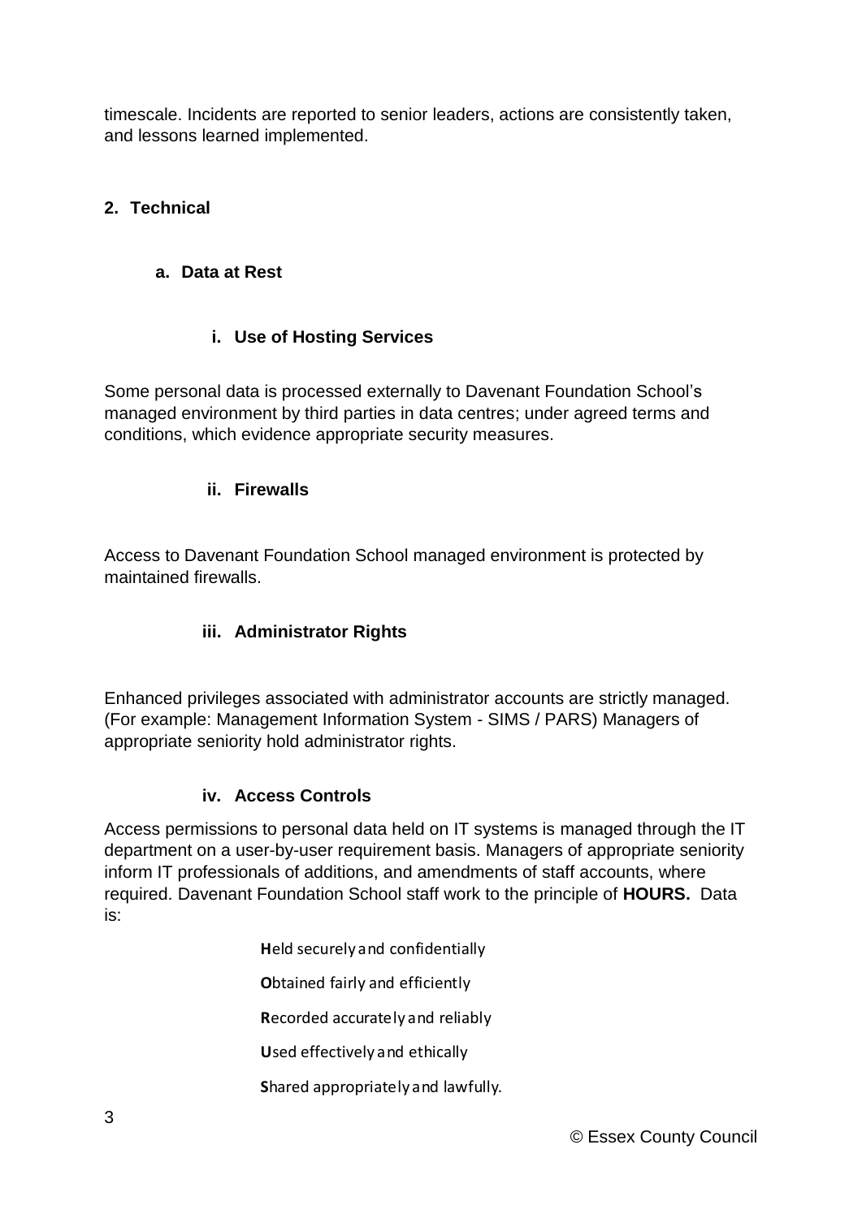timescale. Incidents are reported to senior leaders, actions are consistently taken, and lessons learned implemented.

## 2. Technical

### a. Data at Rest

#### i. Use of Hosting Services

Some personal data is processed externally to Davenant Foundation School's managed environment by third parties in data centres; under agreed terms and conditions, which evidence appropriate security measures.

#### ii. Firewalls

Access to Davenant Foundation School managed environment is protected by maintained firewalls.

#### iii. Administrator Rights

Enhanced privileges associated with administrator accounts are strictly managed. (For example: Management Information System - SIMS / PARS) Managers of appropriate seniority hold administrator rights.

#### iv. Access Controls

Access permissions to personal data held on IT systems is managed through the IT department on a user-by-user requirement basis. Managers of appropriate seniority inform IT professionals of additions, and amendments of staff accounts, where required. Davenant Foundation School staff work to the principle of **HOURS.** Data is:

**H**eld securely and confidentially

**O**btained fairly and efficiently

**R**ecorded accurately and reliably

**U**sed effectively and ethically

**S**hared appropriately and lawfully.

© Essex County Council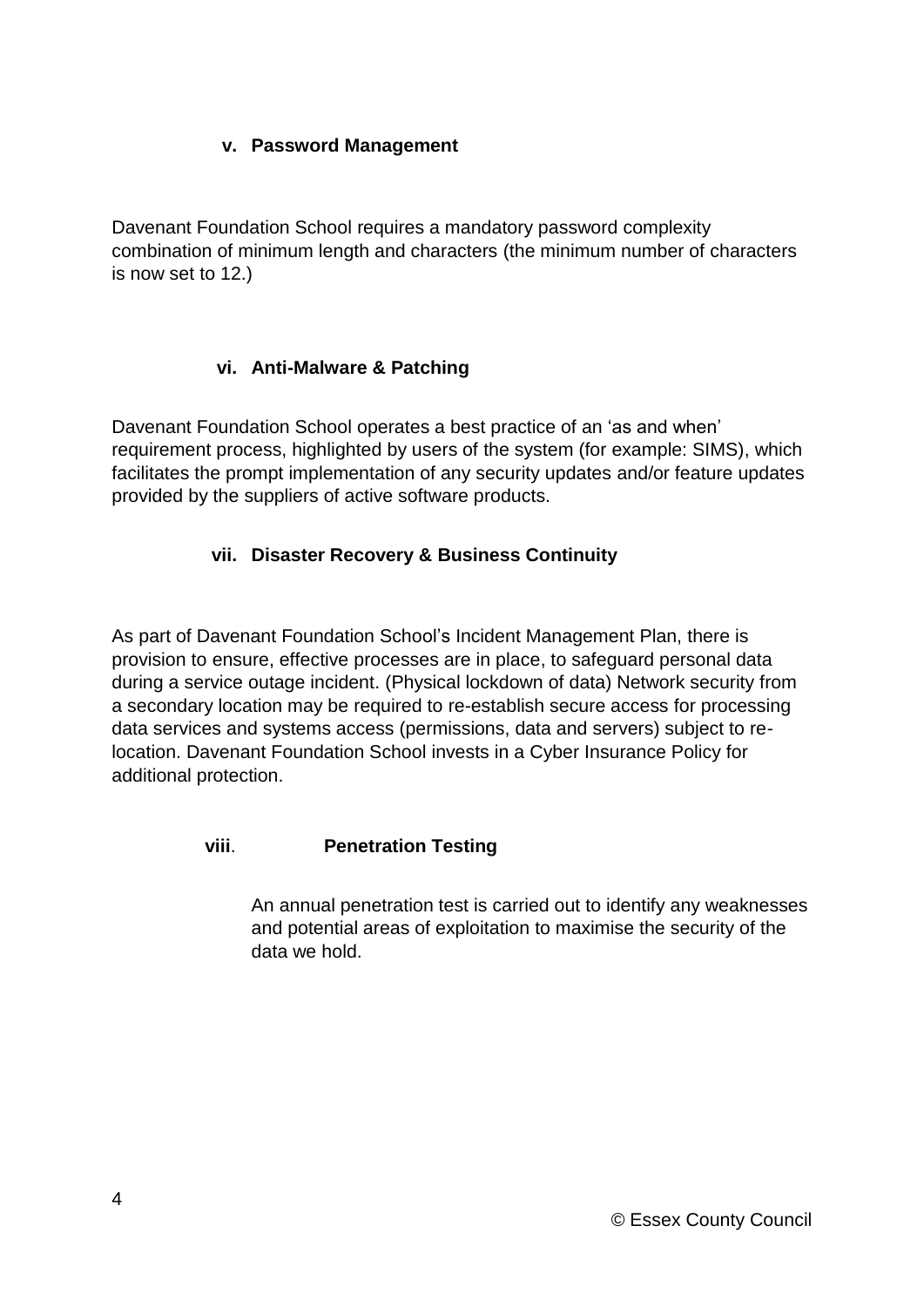### v. Password Management

Davenant Foundation School requires a mandatory password complexity combination of minimum length and characters (the minimum number of characters is now set to 12.)

### vi. Anti-Malware & Patching

Davenant Foundation School operates a best practice of an 'as and when' requirement process, highlighted by users of the system (for example: SIMS), which facilitates the prompt implementation of any security updates and/or feature updates provided by the suppliers of active software products.

### vii. Disaster Recovery & Business Continuity

As part of Davenant Foundation School's Incident Management Plan, there is provision to ensure, effective processes are in place, to safeguard personal data during a service outage incident. (Physical lockdown of data) Network security from a secondary location may be required to re-establish secure access for processing data services and systems access (permissions, data and servers) subject to re-location. Davenant Foundation School invests in a Cyber Insurance Policy for additional protection.

### viii. Penetration Testing

An annual penetration test is carried out to identify any weaknesses and potential areas of exploitation to maximise the security of the data we hold.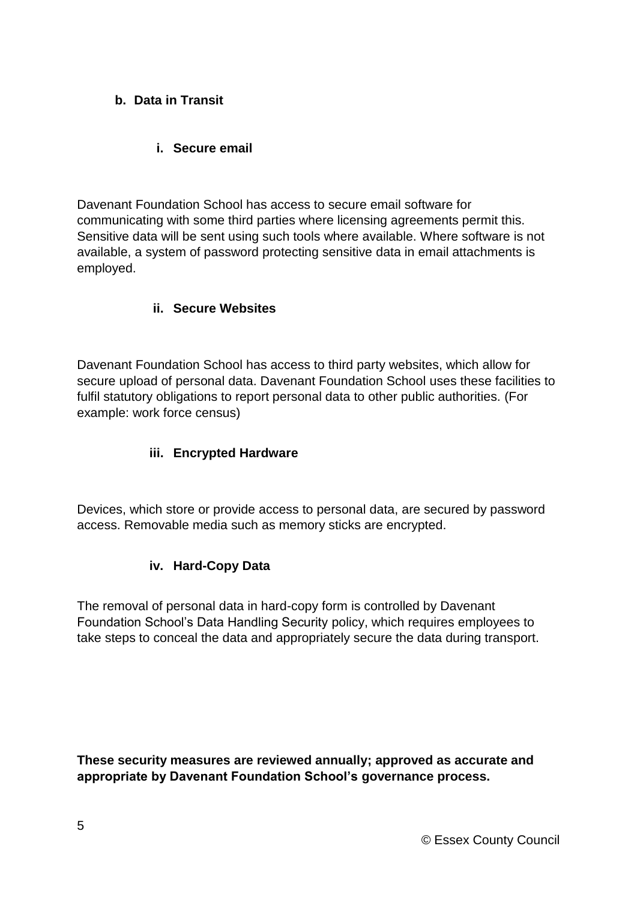### b. Data in Transit

#### i. Secure email

Davenant Foundation School has access to secure email software for communicating with some third parties where licensing agreements permit this. Sensitive data will be sent using such tools where available. Where software is not available, a system of password protecting sensitive data in email attachments is employed.

#### ii. Secure Websites

Davenant Foundation School has access to third party websites, which allow for secure upload of personal data. Davenant Foundation School uses these facilities to fulfil statutory obligations to report personal data to other public authorities. (For example: work force census)

#### iii. Encrypted Hardware

Devices, which store or provide access to personal data, are secured by password access. Removable media such as memory sticks are encrypted.

#### iv. Hard-Copy Data

The removal of personal data in hard-copy form is controlled by Davenant Foundation School's Data Handling Security policy, which requires employees to take steps to conceal the data and appropriately secure the data during transport.

**These security measures are reviewed annually; approved as accurate and appropriate by Davenant Foundation School's governance process.**

© Essex County Council